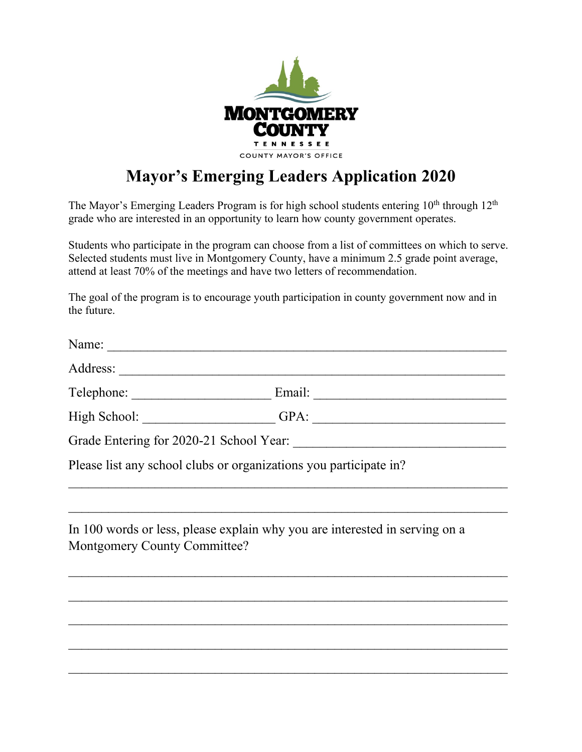MONTGOMERY COUNTY
TENNESSEE
COUNTY MAYOR'S OFFICE

# Mayor's Emerging Leaders Application 2020

The Mayor's Emerging Leaders Program is for high school students entering 10th through 12th grade who are interested in an opportunity to learn how county government operates.

Students who participate in the program can choose from a list of committees on which to serve. Selected students must live in Montgomery County, have a minimum 2.5 grade point average, attend at least 70% of the meetings and have two letters of recommendation.

The goal of the program is to encourage youth participation in county government now and in the future.

Name: ____________________________________________________________

Address: __________________________________________________________

Telephone: ____________________ Email: ____________________________

High School: ___________________ GPA: ____________________________

Grade Entering for 2020-21 School Year: _______________________________

Please list any school clubs or organizations you participate in?

_______________________________________________________________________

_______________________________________________________________________

In 100 words or less, please explain why you are interested in serving on a Montgomery County Committee?

_______________________________________________________________________

_______________________________________________________________________

_______________________________________________________________________

_______________________________________________________________________

_______________________________________________________________________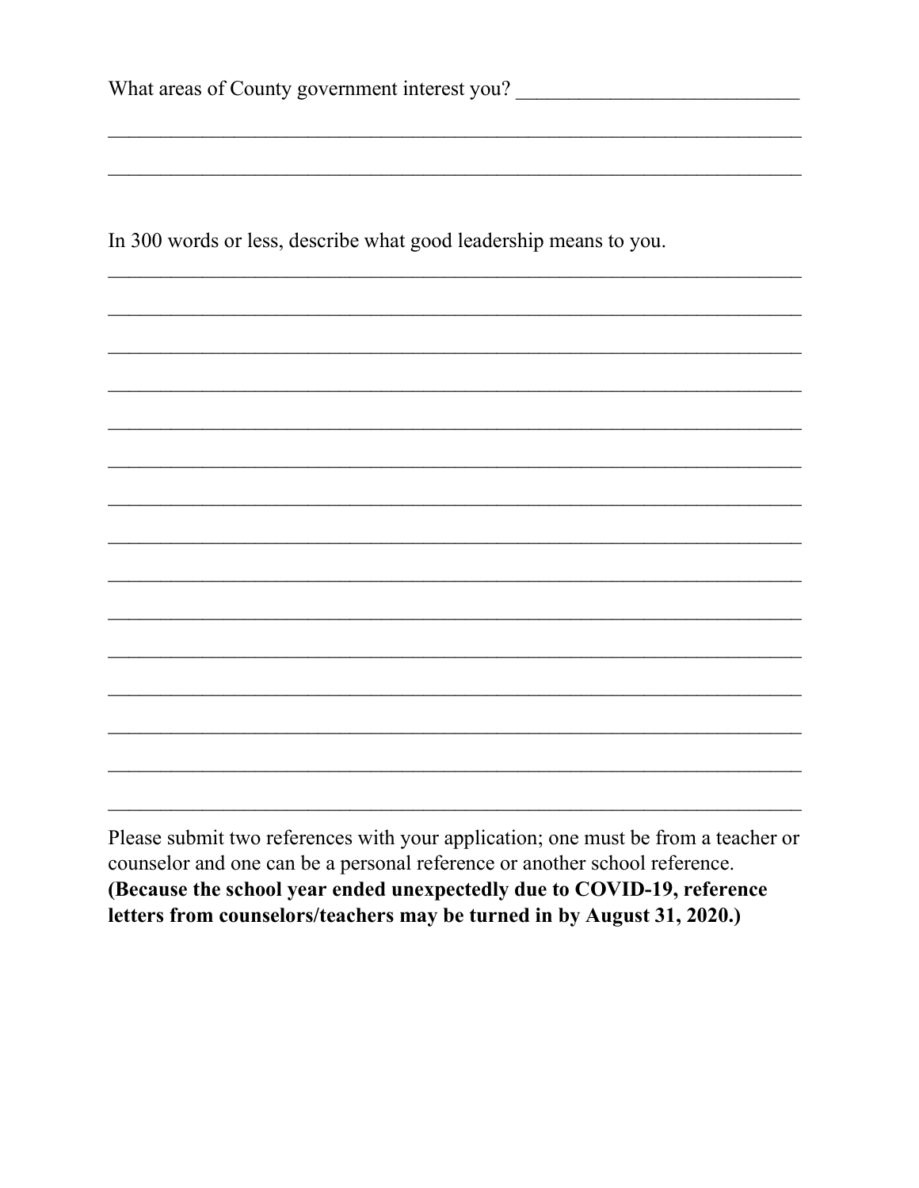What areas of County government interest you? ___________________________

______________________________________________________________________

______________________________________________________________________

In 300 words or less, describe what good leadership means to you.

______________________________________________________________________

______________________________________________________________________

______________________________________________________________________

______________________________________________________________________

______________________________________________________________________

______________________________________________________________________

______________________________________________________________________

______________________________________________________________________

______________________________________________________________________

______________________________________________________________________

______________________________________________________________________

______________________________________________________________________

______________________________________________________________________

______________________________________________________________________

______________________________________________________________________

Please submit two references with your application; one must be from a teacher or counselor and one can be a personal reference or another school reference. **(Because the school year ended unexpectedly due to COVID-19, reference letters from counselors/teachers may be turned in by August 31, 2020.)**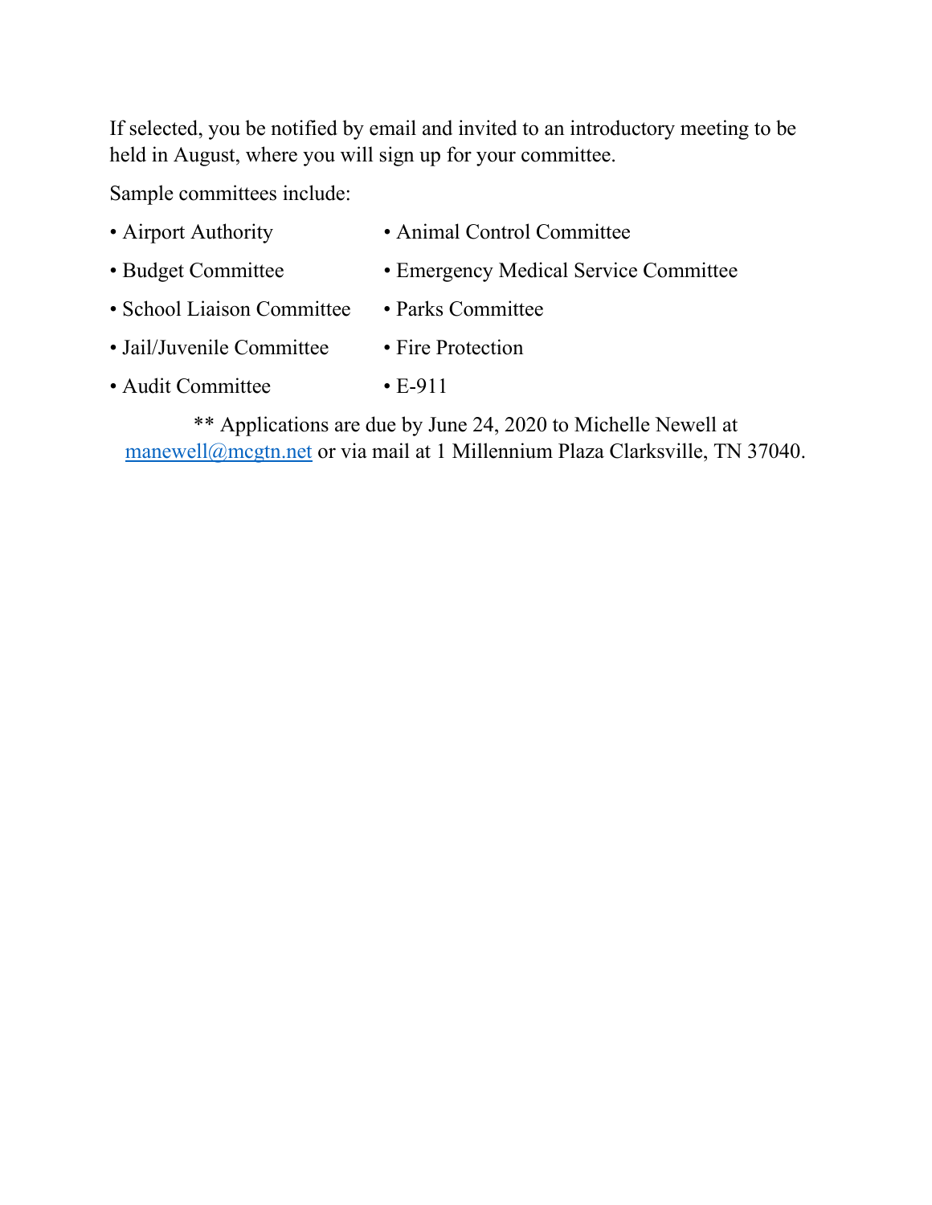If selected, you be notified by email and invited to an introductory meeting to be held in August, where you will sign up for your committee.

Sample committees include:

- Airport Authority
- Animal Control Committee
- Budget Committee
- Emergency Medical Service Committee
- School Liaison Committee
- Parks Committee
- Jail/Juvenile Committee
- Fire Protection
- Audit Committee
- E-911

** Applications are due by June 24, 2020 to Michelle Newell at manewell@mcgtn.net or via mail at 1 Millennium Plaza Clarksville, TN 37040.